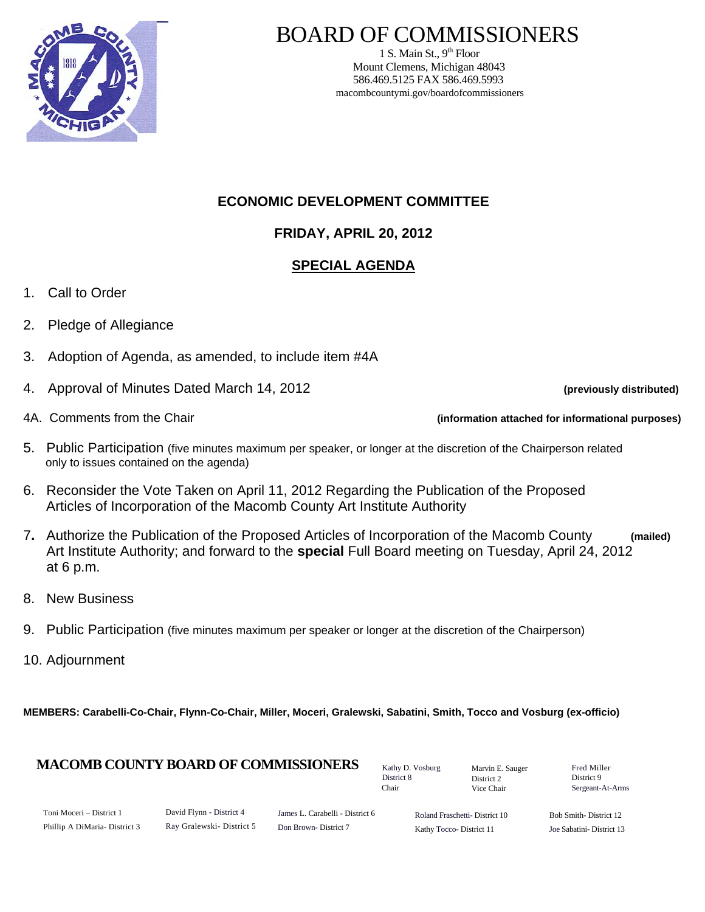# BOARD OF COMMISSIONERS

1 S. Main St., 9th Floor
Mount Clemens, Michigan 48043
586.469.5125 FAX 586.469.5993
macombcountymi.gov/boardofcommissioners

## ECONOMIC DEVELOPMENT COMMITTEE

### FRIDAY, APRIL 20, 2012

### SPECIAL AGENDA

1. Call to Order
2. Pledge of Allegiance
3. Adoption of Agenda, as amended, to include item #4A
4. Approval of Minutes Dated March 14, 2012 **(previously distributed)**

4A. Comments from the Chair **(information attached for informational purposes)**

5. Public Participation (five minutes maximum per speaker, or longer at the discretion of the Chairperson related only to issues contained on the agenda)
6. Reconsider the Vote Taken on April 11, 2012 Regarding the Publication of the Proposed Articles of Incorporation of the Macomb County Art Institute Authority
7. Authorize the Publication of the Proposed Articles of Incorporation of the Macomb County Art Institute Authority; and forward to the **special** Full Board meeting on Tuesday, April 24, 2012 at 6 p.m. **(mailed)**
8. New Business
9. Public Participation (five minutes maximum per speaker or longer at the discretion of the Chairperson)
10. Adjournment

**MEMBERS: Carabelli-Co-Chair, Flynn-Co-Chair, Miller, Moceri, Gralewski, Sabatini, Smith, Tocco and Vosburg (ex-officio)**

**MACOMB COUNTY BOARD OF COMMISSIONERS**

Kathy D. Vosburg, District 8, Chair
Marvin E. Sauger, District 2, Vice Chair
Fred Miller, District 9, Sergeant-At-Arms

Toni Moceri – District 1
Phillip A DiMaria- District 3
David Flynn - District 4
Ray Gralewski- District 5
James L. Carabelli - District 6
Don Brown- District 7
Roland Fraschetti- District 10
Kathy Tocco- District 11
Bob Smith- District 12
Joe Sabatini- District 13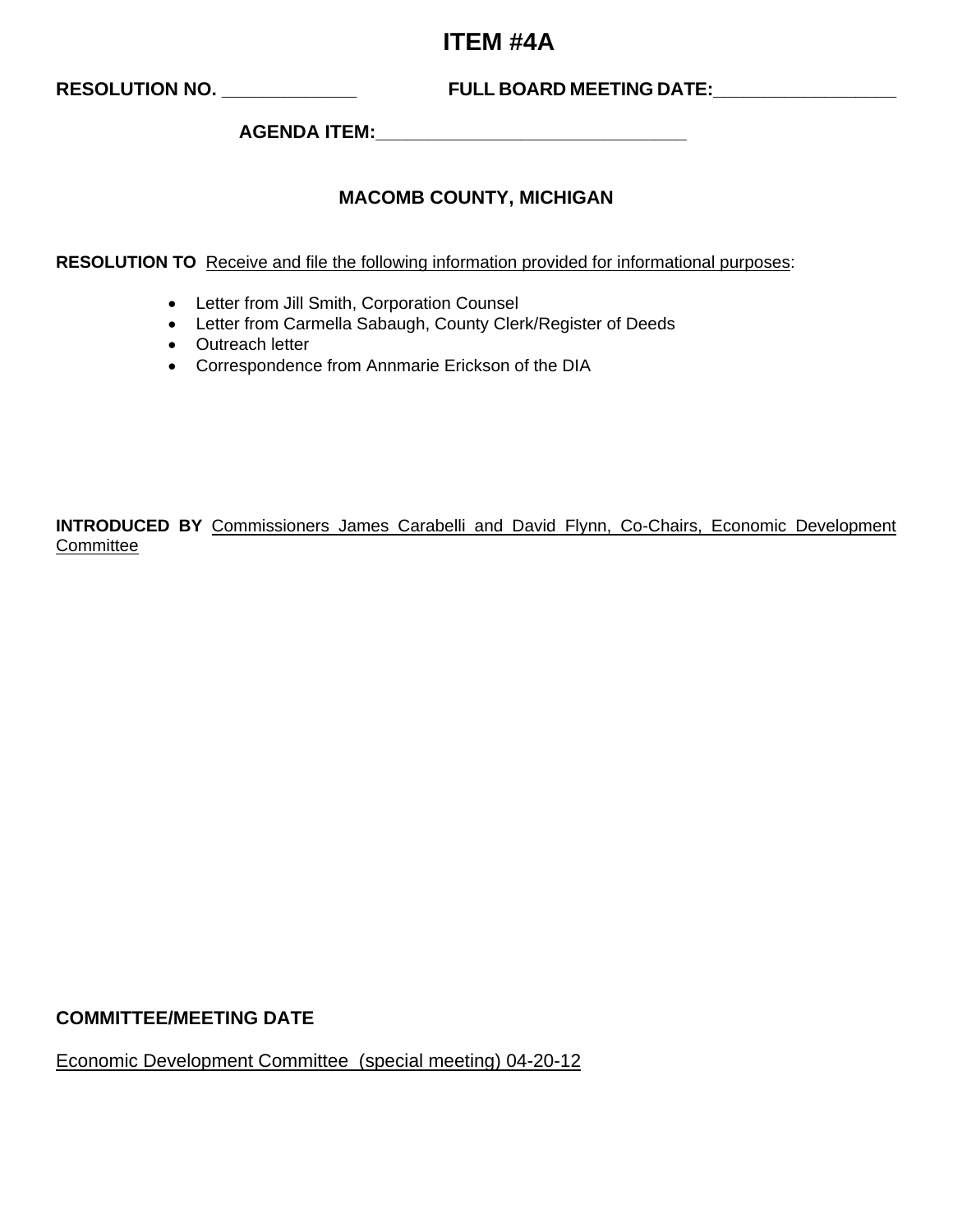# ITEM #4A

**RESOLUTION NO.** _____________ **FULL BOARD MEETING DATE:**__________________

**AGENDA ITEM:**______________________________

## MACOMB COUNTY, MICHIGAN

**RESOLUTION TO** Receive and file the following information provided for informational purposes:

- Letter from Jill Smith, Corporation Counsel
- Letter from Carmella Sabaugh, County Clerk/Register of Deeds
- Outreach letter
- Correspondence from Annmarie Erickson of the DIA

**INTRODUCED BY** Commissioners James Carabelli and David Flynn, Co-Chairs, Economic Development Committee

**COMMITTEE/MEETING DATE**

Economic Development Committee (special meeting) 04-20-12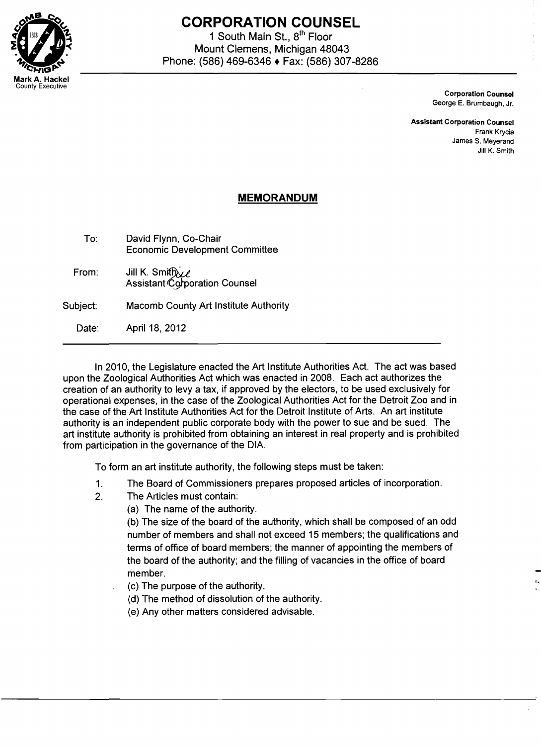# CORPORATION COUNSEL

1 South Main St., 8th Floor
Mount Clemens, Michigan 48043
Phone: (586) 469-6346 ♦ Fax: (586) 307-8286

**Mark A. Hackel**
County Executive

**Corporation Counsel**
George E. Brumbaugh, Jr.

**Assistant Corporation Counsel**
Frank Krycia
James S. Meyerand
Jill K. Smith

## MEMORANDUM

| | |
|---|---|
| To: | David Flynn, Co-Chair<br>Economic Development Committee |
| From: | Jill K. Smith<br>Assistant Corporation Counsel |
| Subject: | Macomb County Art Institute Authority |
| Date: | April 18, 2012 |

In 2010, the Legislature enacted the Art Institute Authorities Act. The act was based upon the Zoological Authorities Act which was enacted in 2008. Each act authorizes the creation of an authority to levy a tax, if approved by the electors, to be used exclusively for operational expenses, in the case of the Zoological Authorities Act for the Detroit Zoo and in the case of the Art Institute Authorities Act for the Detroit Institute of Arts. An art institute authority is an independent public corporate body with the power to sue and be sued. The art institute authority is prohibited from obtaining an interest in real property and is prohibited from participation in the governance of the DIA.

To form an art institute authority, the following steps must be taken:

1. The Board of Commissioners prepares proposed articles of incorporation.
2. The Articles must contain:
   (a) The name of the authority.
   (b) The size of the board of the authority, which shall be composed of an odd number of members and shall not exceed 15 members; the qualifications and terms of office of board members; the manner of appointing the members of the board of the authority; and the filling of vacancies in the office of board member.
   (c) The purpose of the authority.
   (d) The method of dissolution of the authority.
   (e) Any other matters considered advisable.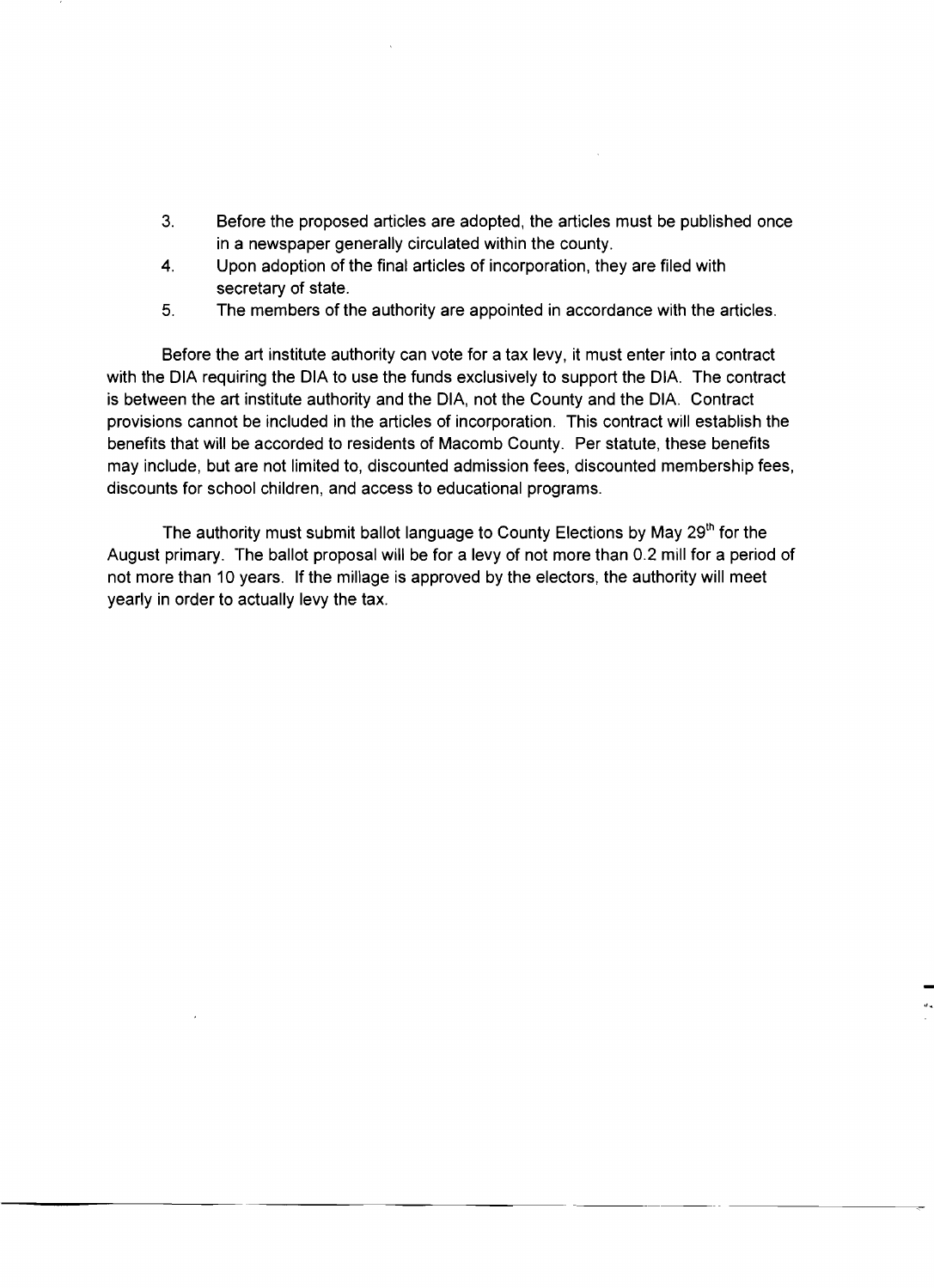3. Before the proposed articles are adopted, the articles must be published once in a newspaper generally circulated within the county.
4. Upon adoption of the final articles of incorporation, they are filed with secretary of state.
5. The members of the authority are appointed in accordance with the articles.

Before the art institute authority can vote for a tax levy, it must enter into a contract with the DIA requiring the DIA to use the funds exclusively to support the DIA. The contract is between the art institute authority and the DIA, not the County and the DIA. Contract provisions cannot be included in the articles of incorporation. This contract will establish the benefits that will be accorded to residents of Macomb County. Per statute, these benefits may include, but are not limited to, discounted admission fees, discounted membership fees, discounts for school children, and access to educational programs.

The authority must submit ballot language to County Elections by May 29th for the August primary. The ballot proposal will be for a levy of not more than 0.2 mill for a period of not more than 10 years. If the millage is approved by the electors, the authority will meet yearly in order to actually levy the tax.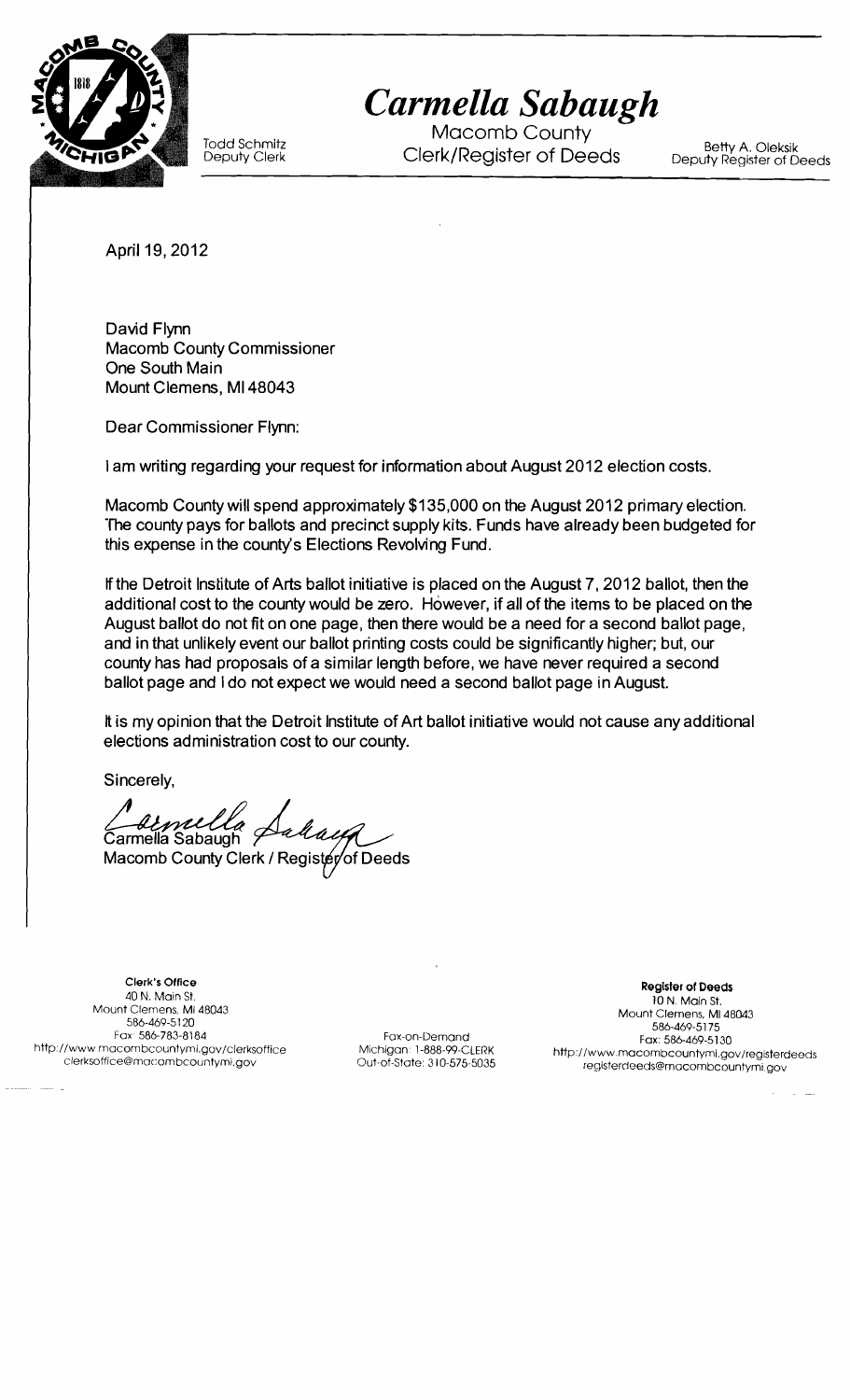# *Carmella Sabaugh*

Todd Schmitz
Deputy Clerk

Macomb County
Clerk/Register of Deeds

Betty A. Oleksik
Deputy Register of Deeds

April 19, 2012

David Flynn
Macomb County Commissioner
One South Main
Mount Clemens, MI 48043

Dear Commissioner Flynn:

I am writing regarding your request for information about August 2012 election costs.

Macomb County will spend approximately $135,000 on the August 2012 primary election. The county pays for ballots and precinct supply kits. Funds have already been budgeted for this expense in the county's Elections Revolving Fund.

If the Detroit Institute of Arts ballot initiative is placed on the August 7, 2012 ballot, then the additional cost to the county would be zero. However, if all of the items to be placed on the August ballot do not fit on one page, then there would be a need for a second ballot page, and in that unlikely event our ballot printing costs could be significantly higher; but, our county has had proposals of a similar length before, we have never required a second ballot page and I do not expect we would need a second ballot page in August.

It is my opinion that the Detroit Institute of Art ballot initiative would not cause any additional elections administration cost to our county.

Sincerely,

Carmella Sabaugh
Macomb County Clerk / Register of Deeds

**Clerk's Office**
40 N. Main St.
Mount Clemens, MI 48043
586-469-5120
Fax: 586-783-8184
http://www.macombcountymi.gov/clerksoffice
clerksoffice@macombcountymi.gov

Fax-on-Demand
Michigan: 1-888-99-CLERK
Out-of-State: 310-575-5035

**Register of Deeds**
10 N. Main St.
Mount Clemens, MI 48043
586-469-5175
Fax: 586-469-5130
http://www.macombcountymi.gov/registerdeeds
registerdeeds@macombcountymi.gov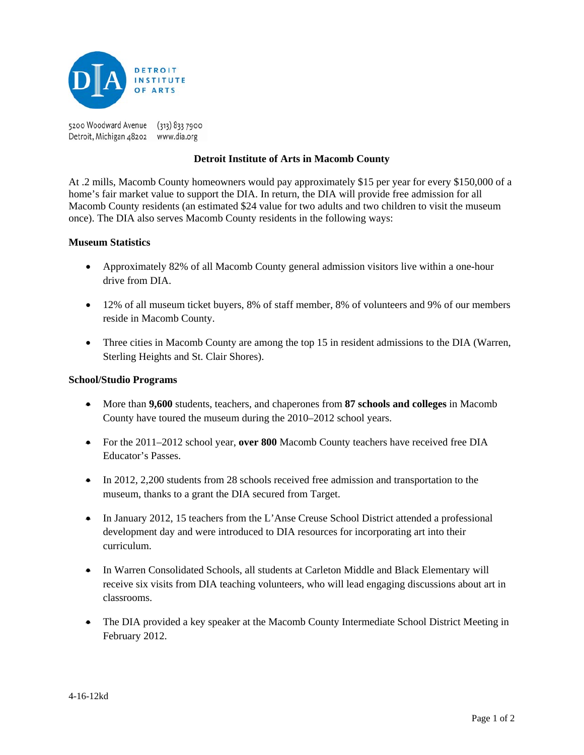DETROIT INSTITUTE OF ARTS

5200 Woodward Avenue (313) 833 7900
Detroit, Michigan 48202 www.dia.org

## Detroit Institute of Arts in Macomb County

At .2 mills, Macomb County homeowners would pay approximately $15 per year for every $150,000 of a home's fair market value to support the DIA. In return, the DIA will provide free admission for all Macomb County residents (an estimated $24 value for two adults and two children to visit the museum once). The DIA also serves Macomb County residents in the following ways:

### Museum Statistics

- Approximately 82% of all Macomb County general admission visitors live within a one-hour drive from DIA.
- 12% of all museum ticket buyers, 8% of staff member, 8% of volunteers and 9% of our members reside in Macomb County.
- Three cities in Macomb County are among the top 15 in resident admissions to the DIA (Warren, Sterling Heights and St. Clair Shores).

### School/Studio Programs

- More than **9,600** students, teachers, and chaperones from **87 schools and colleges** in Macomb County have toured the museum during the 2010–2012 school years.
- For the 2011–2012 school year, **over 800** Macomb County teachers have received free DIA Educator's Passes.
- In 2012, 2,200 students from 28 schools received free admission and transportation to the museum, thanks to a grant the DIA secured from Target.
- In January 2012, 15 teachers from the L'Anse Creuse School District attended a professional development day and were introduced to DIA resources for incorporating art into their curriculum.
- In Warren Consolidated Schools, all students at Carleton Middle and Black Elementary will receive six visits from DIA teaching volunteers, who will lead engaging discussions about art in classrooms.
- The DIA provided a key speaker at the Macomb County Intermediate School District Meeting in February 2012.

4-16-12kd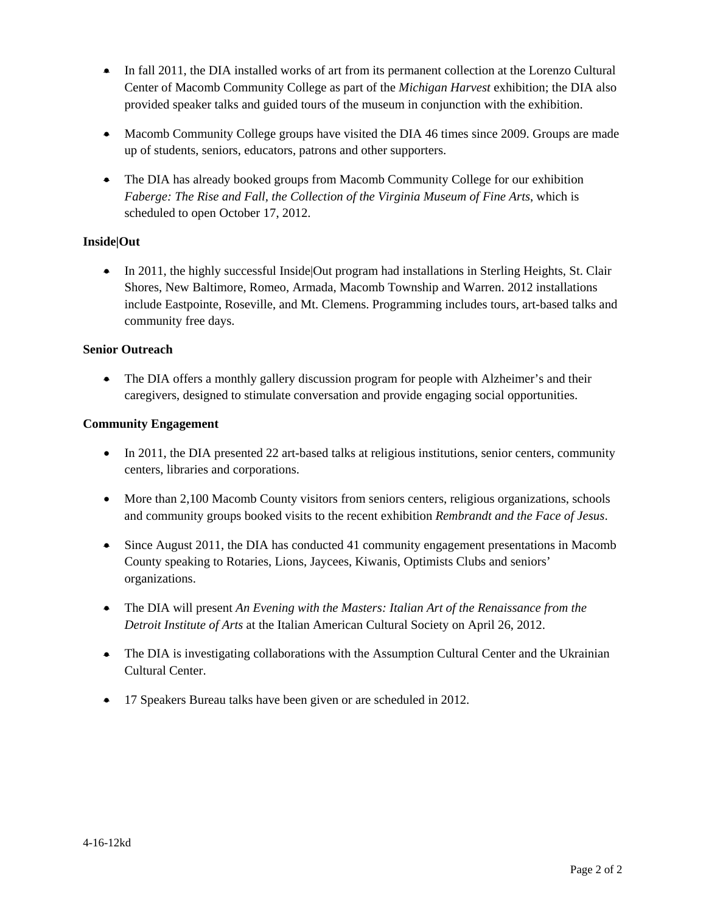- In fall 2011, the DIA installed works of art from its permanent collection at the Lorenzo Cultural Center of Macomb Community College as part of the *Michigan Harvest* exhibition; the DIA also provided speaker talks and guided tours of the museum in conjunction with the exhibition.

- Macomb Community College groups have visited the DIA 46 times since 2009. Groups are made up of students, seniors, educators, patrons and other supporters.

- The DIA has already booked groups from Macomb Community College for our exhibition *Faberge: The Rise and Fall, the Collection of the Virginia Museum of Fine Arts*, which is scheduled to open October 17, 2012.

**Inside|Out**

- In 2011, the highly successful Inside|Out program had installations in Sterling Heights, St. Clair Shores, New Baltimore, Romeo, Armada, Macomb Township and Warren. 2012 installations include Eastpointe, Roseville, and Mt. Clemens. Programming includes tours, art-based talks and community free days.

**Senior Outreach**

- The DIA offers a monthly gallery discussion program for people with Alzheimer's and their caregivers, designed to stimulate conversation and provide engaging social opportunities.

**Community Engagement**

- In 2011, the DIA presented 22 art-based talks at religious institutions, senior centers, community centers, libraries and corporations.

- More than 2,100 Macomb County visitors from seniors centers, religious organizations, schools and community groups booked visits to the recent exhibition *Rembrandt and the Face of Jesus*.

- Since August 2011, the DIA has conducted 41 community engagement presentations in Macomb County speaking to Rotaries, Lions, Jaycees, Kiwanis, Optimists Clubs and seniors' organizations.

- The DIA will present *An Evening with the Masters: Italian Art of the Renaissance from the Detroit Institute of Arts* at the Italian American Cultural Society on April 26, 2012.

- The DIA is investigating collaborations with the Assumption Cultural Center and the Ukrainian Cultural Center.

- 17 Speakers Bureau talks have been given or are scheduled in 2012.

4-16-12kd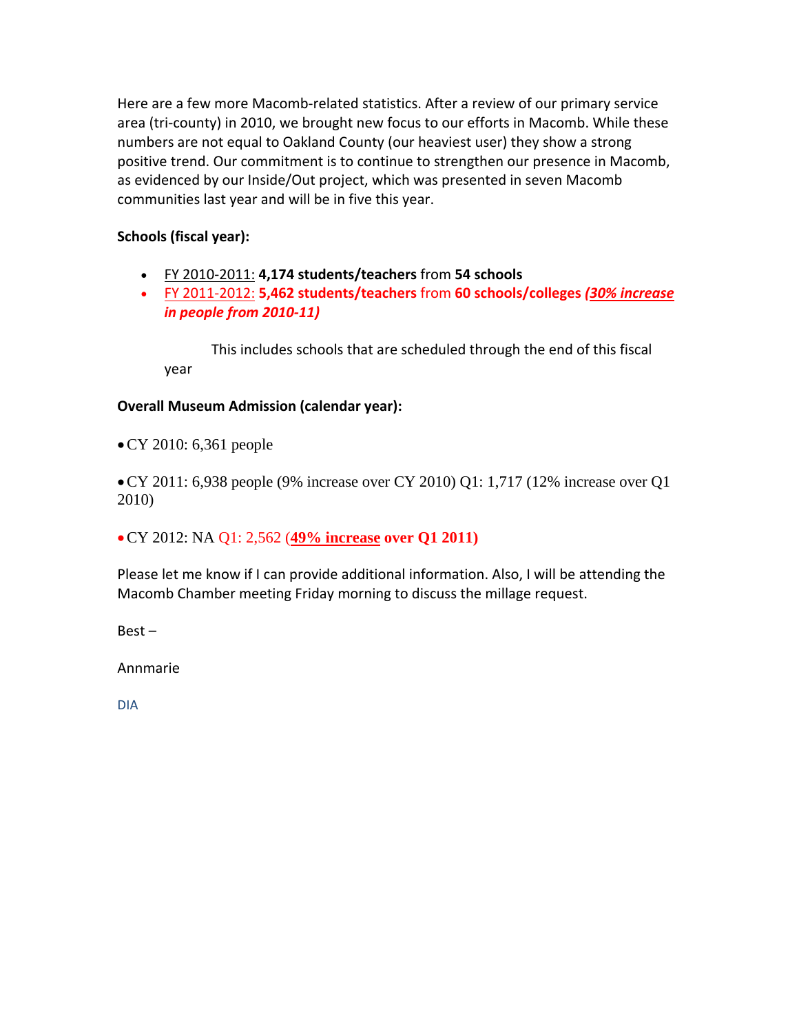Here are a few more Macomb-related statistics. After a review of our primary service area (tri-county) in 2010, we brought new focus to our efforts in Macomb. While these numbers are not equal to Oakland County (our heaviest user) they show a strong positive trend. Our commitment is to continue to strengthen our presence in Macomb, as evidenced by our Inside/Out project, which was presented in seven Macomb communities last year and will be in five this year.

**Schools (fiscal year):**

- FY 2010-2011: **4,174 students/teachers** from **54 schools**
- FY 2011-2012: **5,462 students/teachers** from **60 schools/colleges** ***(30% increase in people from 2010-11)***

  This includes schools that are scheduled through the end of this fiscal year

**Overall Museum Admission (calendar year):**

- CY 2010: 6,361 people
- CY 2011: 6,938 people (9% increase over CY 2010) Q1: 1,717 (12% increase over Q1 2010)
- CY 2012: NA Q1: 2,562 (**49% increase over Q1 2011)**

Please let me know if I can provide additional information. Also, I will be attending the Macomb Chamber meeting Friday morning to discuss the millage request.

Best –

Annmarie

DIA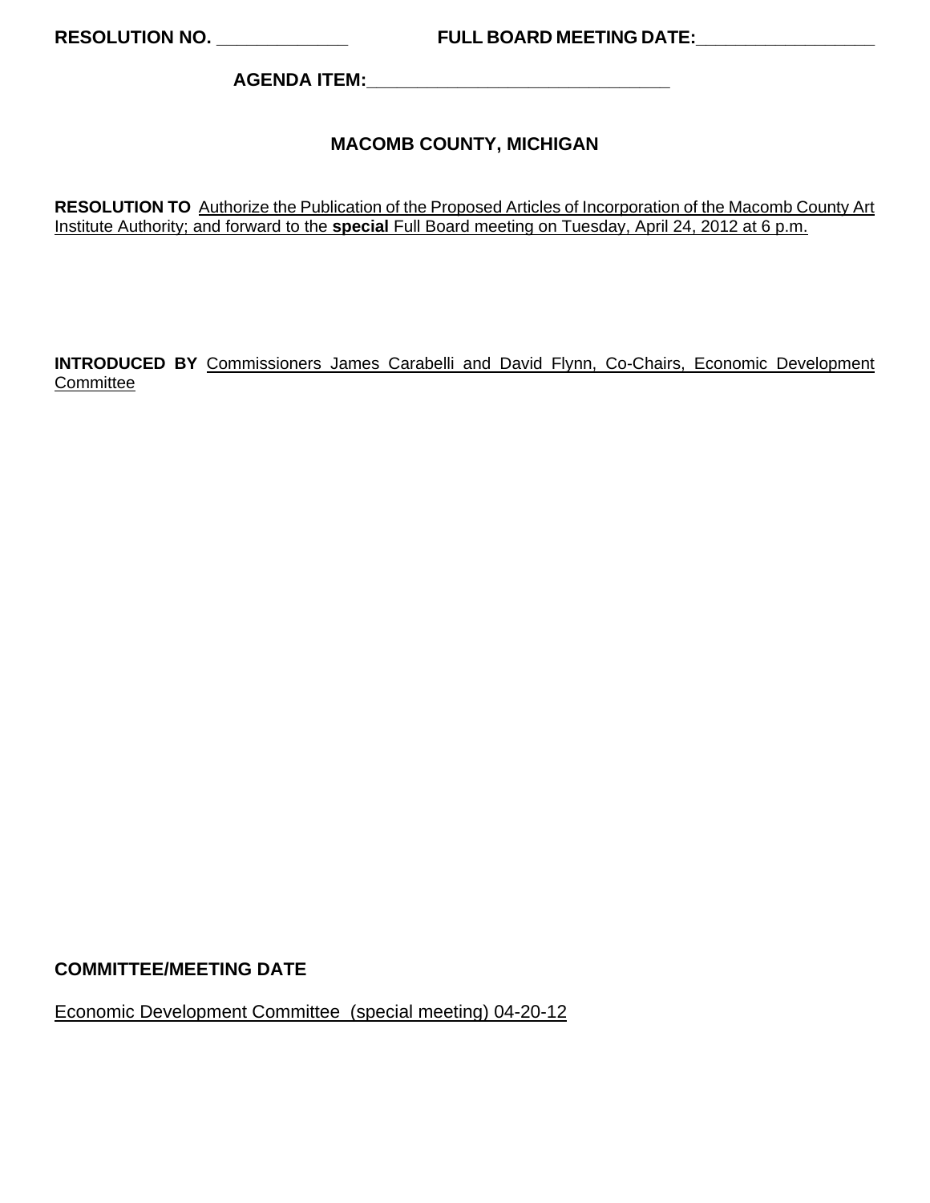**RESOLUTION NO. \_\_\_\_\_\_\_\_\_\_\_\_\_\_** **FULL BOARD MEETING DATE:\_\_\_\_\_\_\_\_\_\_\_\_\_\_\_\_\_\_\_\_**

**AGENDA ITEM:\_\_\_\_\_\_\_\_\_\_\_\_\_\_\_\_\_\_\_\_\_\_\_\_\_\_\_\_\_\_\_\_\_\_**

## MACOMB COUNTY, MICHIGAN

**RESOLUTION TO** Authorize the Publication of the Proposed Articles of Incorporation of the Macomb County Art Institute Authority; and forward to the **special** Full Board meeting on Tuesday, April 24, 2012 at 6 p.m.

**INTRODUCED BY** Commissioners James Carabelli and David Flynn, Co-Chairs, Economic Development Committee

**COMMITTEE/MEETING DATE**

Economic Development Committee (special meeting) 04-20-12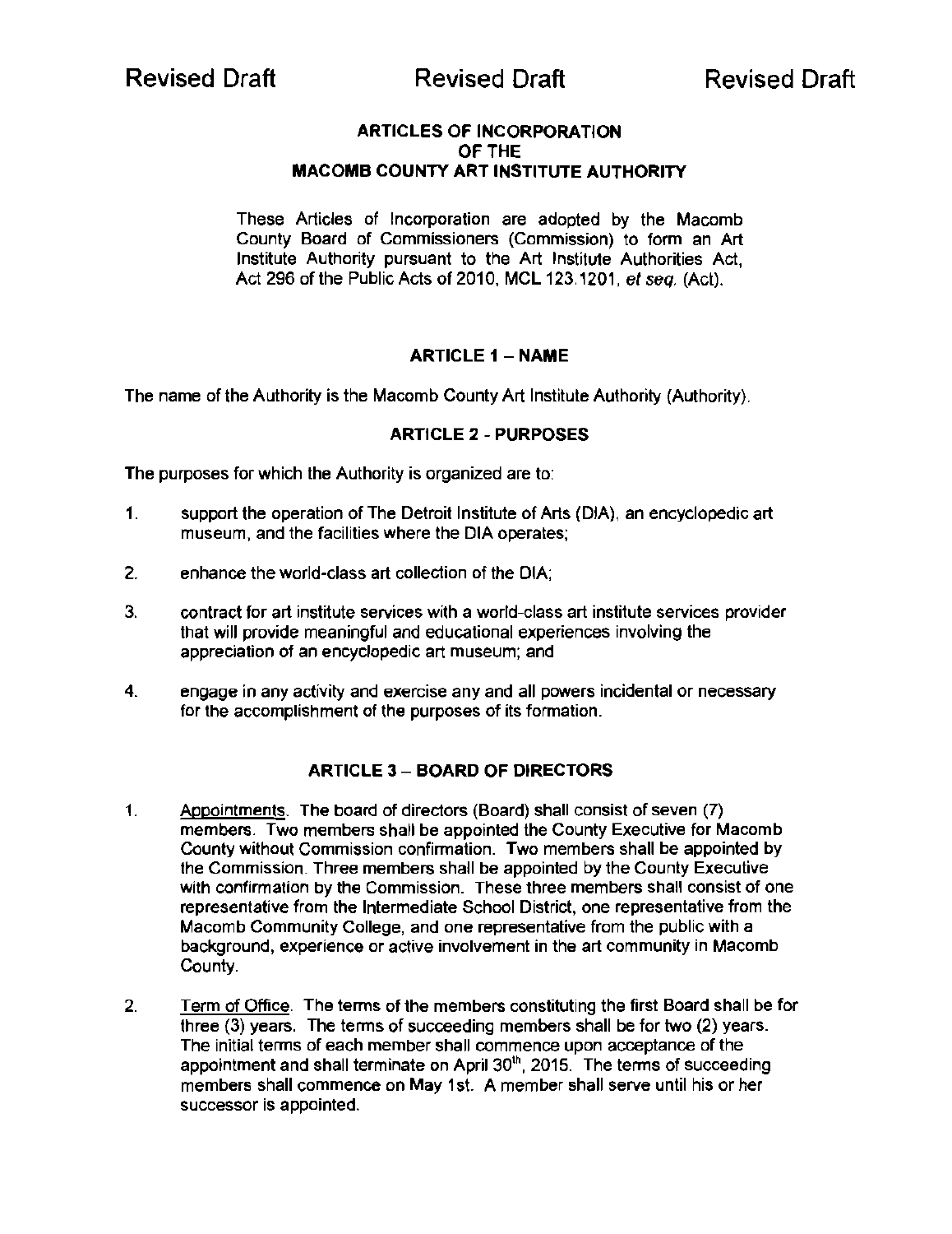Revised Draft Revised Draft Revised Draft

# ARTICLES OF INCORPORATION OF THE MACOMB COUNTY ART INSTITUTE AUTHORITY

These Articles of Incorporation are adopted by the Macomb County Board of Commissioners (Commission) to form an Art Institute Authority pursuant to the Art Institute Authorities Act, Act 296 of the Public Acts of 2010, MCL 123.1201, *et seq.* (Act).

## ARTICLE 1 – NAME

The name of the Authority is the Macomb County Art Institute Authority (Authority).

## ARTICLE 2 - PURPOSES

The purposes for which the Authority is organized are to:

1. support the operation of The Detroit Institute of Arts (DIA), an encyclopedic art museum, and the facilities where the DIA operates;

2. enhance the world-class art collection of the DIA;

3. contract for art institute services with a world-class art institute services provider that will provide meaningful and educational experiences involving the appreciation of an encyclopedic art museum; and

4. engage in any activity and exercise any and all powers incidental or necessary for the accomplishment of the purposes of its formation.

## ARTICLE 3 – BOARD OF DIRECTORS

1. Appointments. The board of directors (Board) shall consist of seven (7) members. Two members shall be appointed the County Executive for Macomb County without Commission confirmation. Two members shall be appointed by the Commission. Three members shall be appointed by the County Executive with confirmation by the Commission. These three members shall consist of one representative from the Intermediate School District, one representative from the Macomb Community College, and one representative from the public with a background, experience or active involvement in the art community in Macomb County.

2. Term of Office. The terms of the members constituting the first Board shall be for three (3) years. The terms of succeeding members shall be for two (2) years. The initial terms of each member shall commence upon acceptance of the appointment and shall terminate on April 30th, 2015. The terms of succeeding members shall commence on May 1st. A member shall serve until his or her successor is appointed.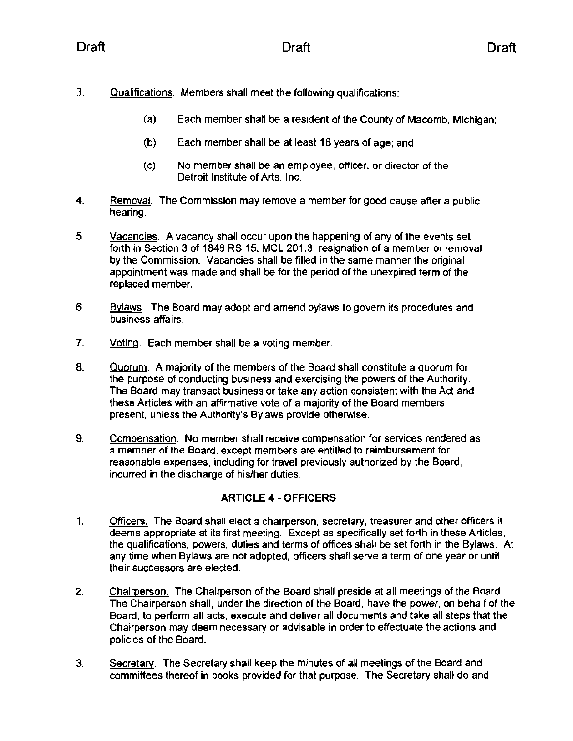3. Qualifications. Members shall meet the following qualifications:

    (a) Each member shall be a resident of the County of Macomb, Michigan;

    (b) Each member shall be at least 18 years of age; and

    (c) No member shall be an employee, officer, or director of the Detroit Institute of Arts, Inc.

4. Removal. The Commission may remove a member for good cause after a public hearing.

5. Vacancies. A vacancy shall occur upon the happening of any of the events set forth in Section 3 of 1846 RS 15, MCL 201.3; resignation of a member or removal by the Commission. Vacancies shall be filled in the same manner the original appointment was made and shall be for the period of the unexpired term of the replaced member.

6. Bylaws. The Board may adopt and amend bylaws to govern its procedures and business affairs.

7. Voting. Each member shall be a voting member.

8. Quorum. A majority of the members of the Board shall constitute a quorum for the purpose of conducting business and exercising the powers of the Authority. The Board may transact business or take any action consistent with the Act and these Articles with an affirmative vote of a majority of the Board members present, unless the Authority's Bylaws provide otherwise.

9. Compensation. No member shall receive compensation for services rendered as a member of the Board, except members are entitled to reimbursement for reasonable expenses, including for travel previously authorized by the Board, incurred in the discharge of his/her duties.

## ARTICLE 4 - OFFICERS

1. Officers. The Board shall elect a chairperson, secretary, treasurer and other officers it deems appropriate at its first meeting. Except as specifically set forth in these Articles, the qualifications, powers, duties and terms of offices shall be set forth in the Bylaws. At any time when Bylaws are not adopted, officers shall serve a term of one year or until their successors are elected.

2. Chairperson. The Chairperson of the Board shall preside at all meetings of the Board. The Chairperson shall, under the direction of the Board, have the power, on behalf of the Board, to perform all acts, execute and deliver all documents and take all steps that the Chairperson may deem necessary or advisable in order to effectuate the actions and policies of the Board.

3. Secretary. The Secretary shall keep the minutes of all meetings of the Board and committees thereof in books provided for that purpose. The Secretary shall do and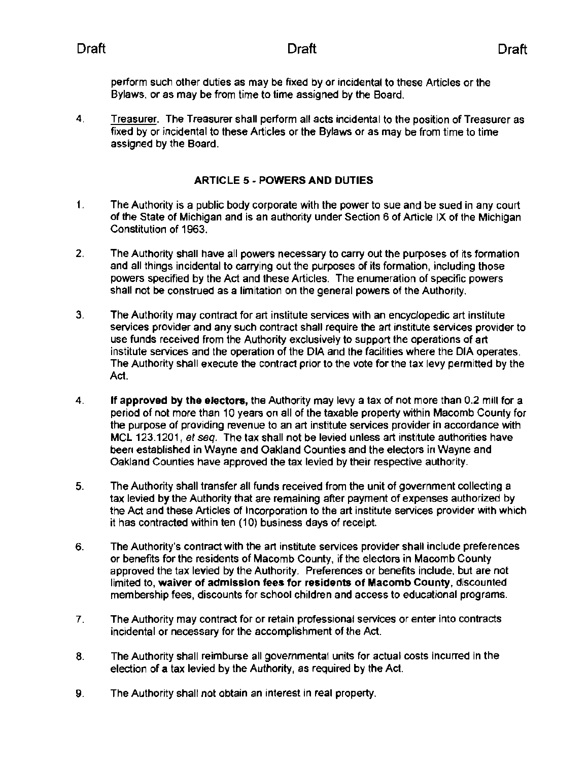perform such other duties as may be fixed by or incidental to these Articles or the Bylaws, or as may be from time to time assigned by the Board.

4. Treasurer. The Treasurer shall perform all acts incidental to the position of Treasurer as fixed by or incidental to these Articles or the Bylaws or as may be from time to time assigned by the Board.

## ARTICLE 5 - POWERS AND DUTIES

1. The Authority is a public body corporate with the power to sue and be sued in any court of the State of Michigan and is an authority under Section 6 of Article IX of the Michigan Constitution of 1963.

2. The Authority shall have all powers necessary to carry out the purposes of its formation and all things incidental to carrying out the purposes of its formation, including those powers specified by the Act and these Articles. The enumeration of specific powers shall not be construed as a limitation on the general powers of the Authority.

3. The Authority may contract for art institute services with an encyclopedic art institute services provider and any such contract shall require the art institute services provider to use funds received from the Authority exclusively to support the operations of art institute services and the operation of the DIA and the facilities where the DIA operates. The Authority shall execute the contract prior to the vote for the tax levy permitted by the Act.

4. **If approved by the electors,** the Authority may levy a tax of not more than 0.2 mill for a period of not more than 10 years on all of the taxable property within Macomb County for the purpose of providing revenue to an art institute services provider in accordance with MCL 123.1201, *et seq.* The tax shall not be levied unless art institute authorities have been established in Wayne and Oakland Counties and the electors in Wayne and Oakland Counties have approved the tax levied by their respective authority.

5. The Authority shall transfer all funds received from the unit of government collecting a tax levied by the Authority that are remaining after payment of expenses authorized by the Act and these Articles of Incorporation to the art institute services provider with which it has contracted within ten (10) business days of receipt.

6. The Authority's contract with the art institute services provider shall include preferences or benefits for the residents of Macomb County, if the electors in Macomb County approved the tax levied by the Authority. Preferences or benefits include, but are not limited to, **waiver of admission fees for residents of Macomb County,** discounted membership fees, discounts for school children and access to educational programs.

7. The Authority may contract for or retain professional services or enter into contracts incidental or necessary for the accomplishment of the Act.

8. The Authority shall reimburse all governmental units for actual costs incurred in the election of a tax levied by the Authority, as required by the Act.

9. The Authority shall not obtain an interest in real property.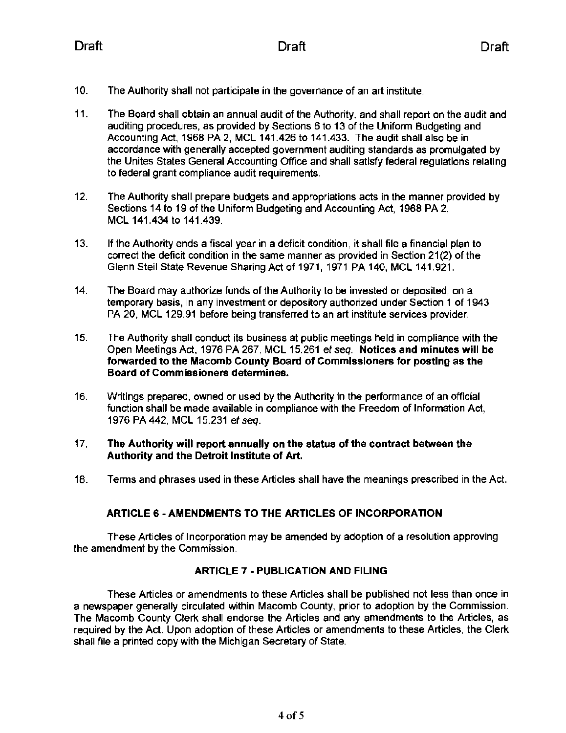10. The Authority shall not participate in the governance of an art institute.

11. The Board shall obtain an annual audit of the Authority, and shall report on the audit and auditing procedures, as provided by Sections 6 to 13 of the Uniform Budgeting and Accounting Act, 1968 PA 2, MCL 141.426 to 141.433. The audit shall also be in accordance with generally accepted government auditing standards as promulgated by the Unites States General Accounting Office and shall satisfy federal regulations relating to federal grant compliance audit requirements.

12. The Authority shall prepare budgets and appropriations acts in the manner provided by Sections 14 to 19 of the Uniform Budgeting and Accounting Act, 1968 PA 2, MCL 141.434 to 141.439.

13. If the Authority ends a fiscal year in a deficit condition, it shall file a financial plan to correct the deficit condition in the same manner as provided in Section 21(2) of the Glenn Steil State Revenue Sharing Act of 1971, 1971 PA 140, MCL 141.921.

14. The Board may authorize funds of the Authority to be invested or deposited, on a temporary basis, in any investment or depository authorized under Section 1 of 1943 PA 20, MCL 129.91 before being transferred to an art institute services provider.

15. The Authority shall conduct its business at public meetings held in compliance with the Open Meetings Act, 1976 PA 267, MCL 15.261 *et seq.* **Notices and minutes will be forwarded to the Macomb County Board of Commissioners for posting as the Board of Commissioners determines.**

16. Writings prepared, owned or used by the Authority in the performance of an official function shall be made available in compliance with the Freedom of Information Act, 1976 PA 442, MCL 15.231 *et seq.*

17. **The Authority will report annually on the status of the contract between the Authority and the Detroit Institute of Art.**

18. Terms and phrases used in these Articles shall have the meanings prescribed in the Act.

## ARTICLE 6 - AMENDMENTS TO THE ARTICLES OF INCORPORATION

These Articles of Incorporation may be amended by adoption of a resolution approving the amendment by the Commission.

## ARTICLE 7 - PUBLICATION AND FILING

These Articles or amendments to these Articles shall be published not less than once in a newspaper generally circulated within Macomb County, prior to adoption by the Commission. The Macomb County Clerk shall endorse the Articles and any amendments to the Articles, as required by the Act. Upon adoption of these Articles or amendments to these Articles, the Clerk shall file a printed copy with the Michigan Secretary of State.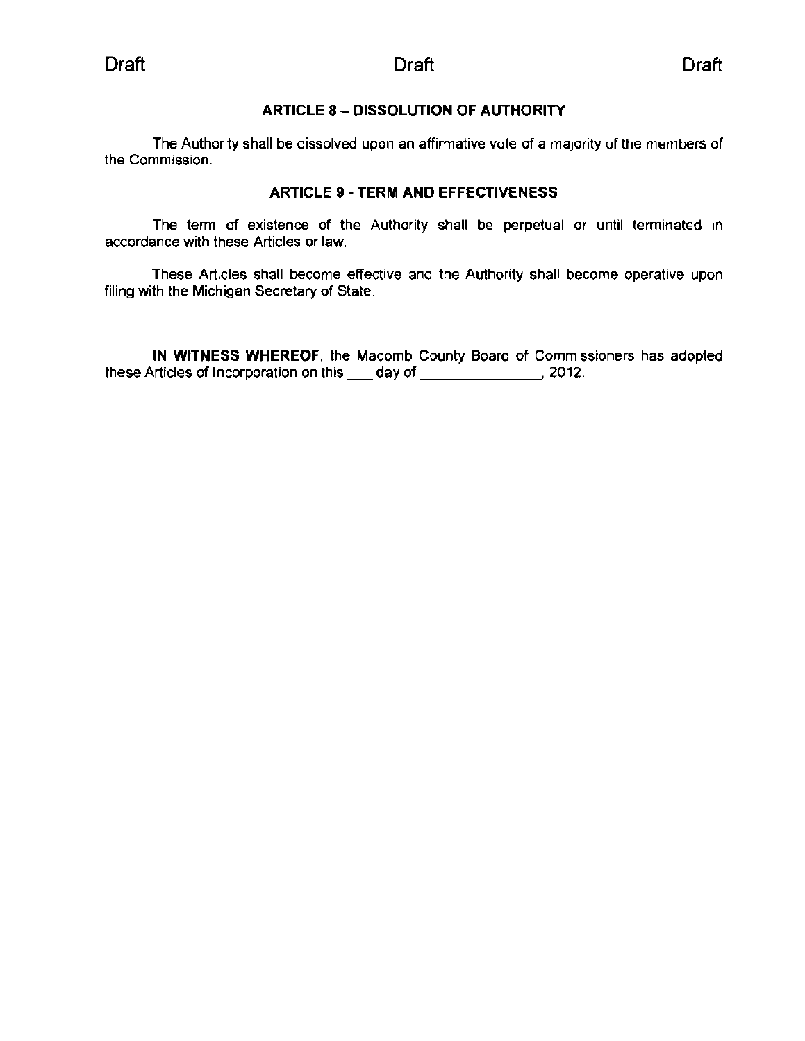### ARTICLE 8 – DISSOLUTION OF AUTHORITY

The Authority shall be dissolved upon an affirmative vote of a majority of the members of the Commission.

### ARTICLE 9 - TERM AND EFFECTIVENESS

The term of existence of the Authority shall be perpetual or until terminated in accordance with these Articles or law.

These Articles shall become effective and the Authority shall become operative upon filing with the Michigan Secretary of State.

**IN WITNESS WHEREOF**, the Macomb County Board of Commissioners has adopted these Articles of Incorporation on this ___ day of _______________, 2012.